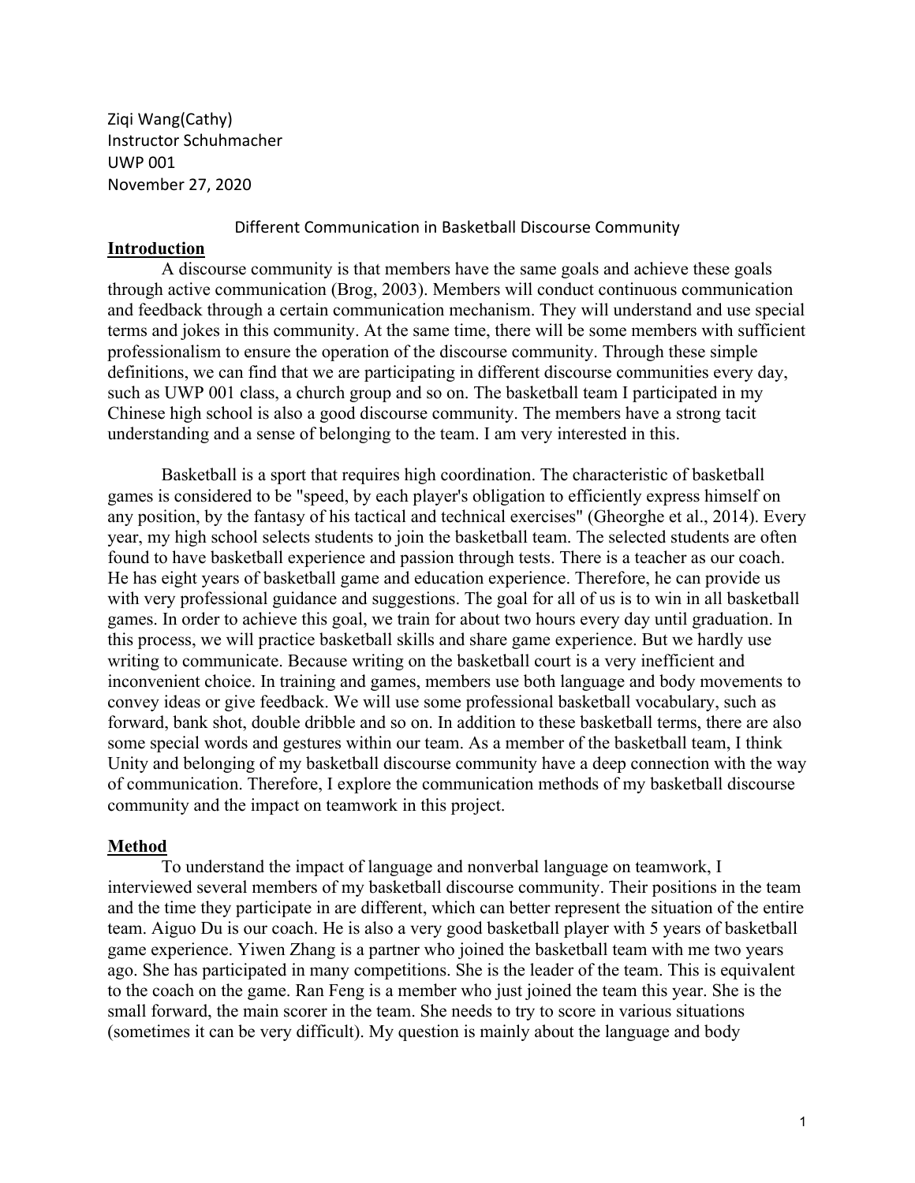Ziqi Wang(Cathy)
Instructor Schuhmacher
UWP 001
November 27, 2020

Different Communication in Basketball Discourse Community

## Introduction

A discourse community is that members have the same goals and achieve these goals through active communication (Brog, 2003). Members will conduct continuous communication and feedback through a certain communication mechanism. They will understand and use special terms and jokes in this community. At the same time, there will be some members with sufficient professionalism to ensure the operation of the discourse community. Through these simple definitions, we can find that we are participating in different discourse communities every day, such as UWP 001 class, a church group and so on. The basketball team I participated in my Chinese high school is also a good discourse community. The members have a strong tacit understanding and a sense of belonging to the team. I am very interested in this.

Basketball is a sport that requires high coordination. The characteristic of basketball games is considered to be "speed, by each player's obligation to efficiently express himself on any position, by the fantasy of his tactical and technical exercises" (Gheorghe et al., 2014). Every year, my high school selects students to join the basketball team. The selected students are often found to have basketball experience and passion through tests. There is a teacher as our coach. He has eight years of basketball game and education experience. Therefore, he can provide us with very professional guidance and suggestions. The goal for all of us is to win in all basketball games. In order to achieve this goal, we train for about two hours every day until graduation. In this process, we will practice basketball skills and share game experience. But we hardly use writing to communicate. Because writing on the basketball court is a very inefficient and inconvenient choice. In training and games, members use both language and body movements to convey ideas or give feedback. We will use some professional basketball vocabulary, such as forward, bank shot, double dribble and so on. In addition to these basketball terms, there are also some special words and gestures within our team. As a member of the basketball team, I think Unity and belonging of my basketball discourse community have a deep connection with the way of communication. Therefore, I explore the communication methods of my basketball discourse community and the impact on teamwork in this project.

## Method

To understand the impact of language and nonverbal language on teamwork, I interviewed several members of my basketball discourse community. Their positions in the team and the time they participate in are different, which can better represent the situation of the entire team. Aiguo Du is our coach. He is also a very good basketball player with 5 years of basketball game experience. Yiwen Zhang is a partner who joined the basketball team with me two years ago. She has participated in many competitions. She is the leader of the team. This is equivalent to the coach on the game. Ran Feng is a member who just joined the team this year. She is the small forward, the main scorer in the team. She needs to try to score in various situations (sometimes it can be very difficult). My question is mainly about the language and body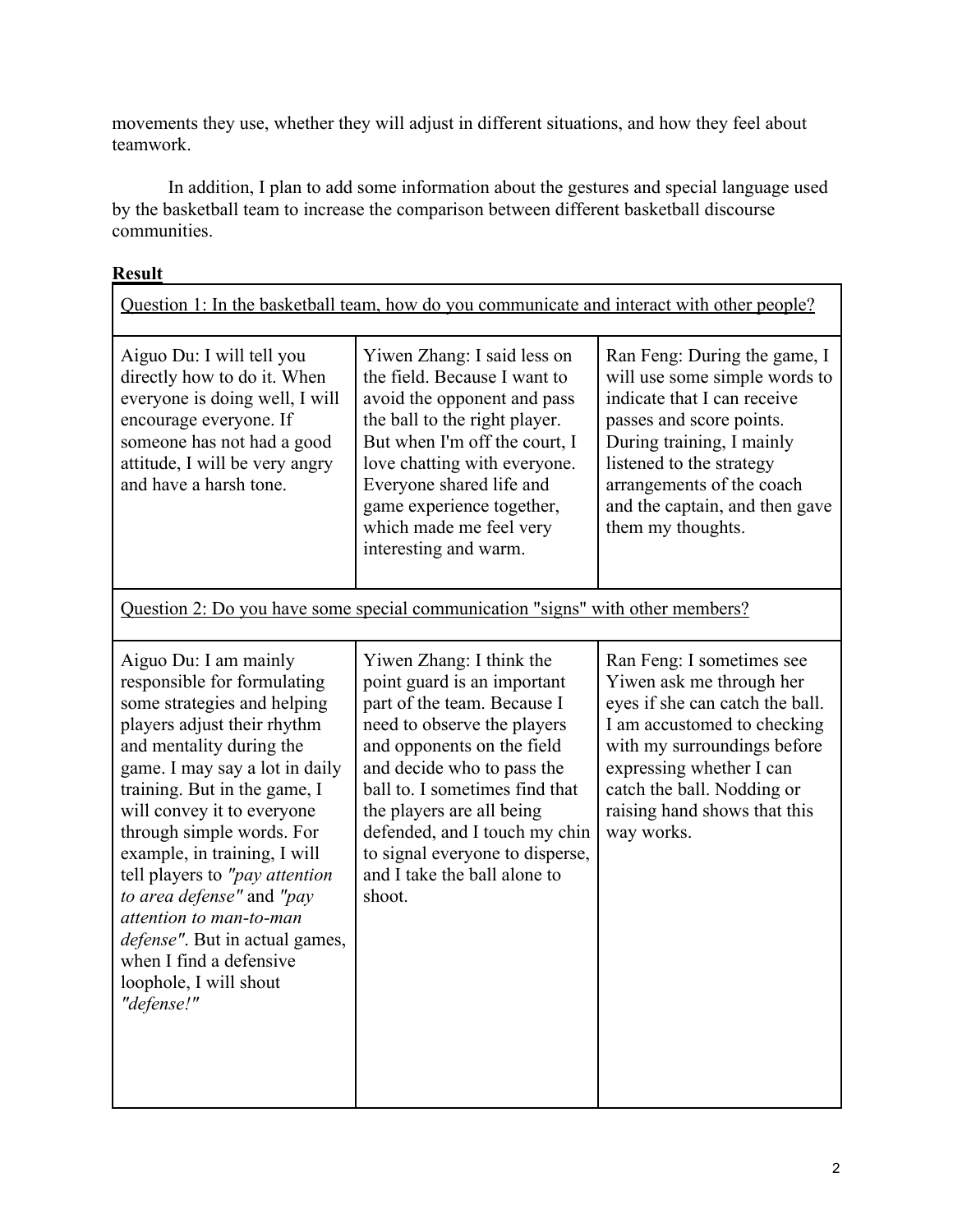movements they use, whether they will adjust in different situations, and how they feel about teamwork.

In addition, I plan to add some information about the gestures and special language used by the basketball team to increase the comparison between different basketball discourse communities.

**<u>Result</u>**

| Question 1: In the basketball team, how do you communicate and interact with other people? | | |
|---|---|---|
| Aiguo Du: I will tell you directly how to do it. When everyone is doing well, I will encourage everyone. If someone has not had a good attitude, I will be very angry and have a harsh tone. | Yiwen Zhang: I said less on the field. Because I want to avoid the opponent and pass the ball to the right player. But when I'm off the court, I love chatting with everyone. Everyone shared life and game experience together, which made me feel very interesting and warm. | Ran Feng: During the game, I will use some simple words to indicate that I can receive passes and score points. During training, I mainly listened to the strategy arrangements of the coach and the captain, and then gave them my thoughts. |
| Question 2: Do you have some special communication "signs" with other members? | | |
| Aiguo Du: I am mainly responsible for formulating some strategies and helping players adjust their rhythm and mentality during the game. I may say a lot in daily training. But in the game, I will convey it to everyone through simple words. For example, in training, I will tell players to *"pay attention to area defense"* and *"pay attention to man-to-man defense"*. But in actual games, when I find a defensive loophole, I will shout *"defense!"* | Yiwen Zhang: I think the point guard is an important part of the team. Because I need to observe the players and opponents on the field and decide who to pass the ball to. I sometimes find that the players are all being defended, and I touch my chin to signal everyone to disperse, and I take the ball alone to shoot. | Ran Feng: I sometimes see Yiwen ask me through her eyes if she can catch the ball. I am accustomed to checking with my surroundings before expressing whether I can catch the ball. Nodding or raising hand shows that this way works. |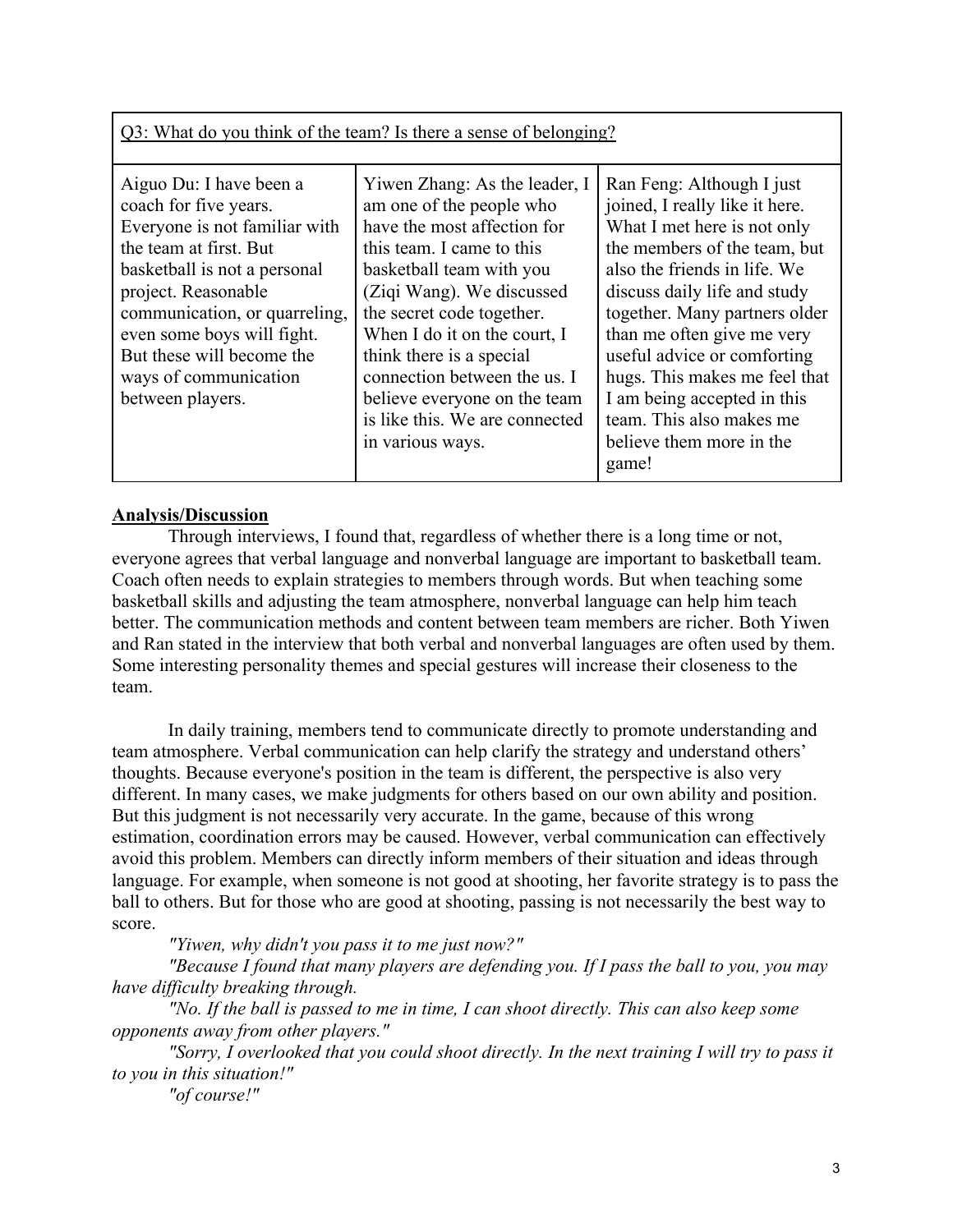| Q3: What do you think of the team? Is there a sense of belonging? | | |
|---|---|---|
| Aiguo Du: I have been a coach for five years. Everyone is not familiar with the team at first. But basketball is not a personal project. Reasonable communication, or quarreling, even some boys will fight. But these will become the ways of communication between players. | Yiwen Zhang: As the leader, I am one of the people who have the most affection for this team. I came to this basketball team with you (Ziqi Wang). We discussed the secret code together. When I do it on the court, I think there is a special connection between the us. I believe everyone on the team is like this. We are connected in various ways. | Ran Feng: Although I just joined, I really like it here. What I met here is not only the members of the team, but also the friends in life. We discuss daily life and study together. Many partners older than me often give me very useful advice or comforting hugs. This makes me feel that I am being accepted in this team. This also makes me believe them more in the game! |

## Analysis/Discussion

Through interviews, I found that, regardless of whether there is a long time or not, everyone agrees that verbal language and nonverbal language are important to basketball team. Coach often needs to explain strategies to members through words. But when teaching some basketball skills and adjusting the team atmosphere, nonverbal language can help him teach better. The communication methods and content between team members are richer. Both Yiwen and Ran stated in the interview that both verbal and nonverbal languages are often used by them. Some interesting personality themes and special gestures will increase their closeness to the team.

In daily training, members tend to communicate directly to promote understanding and team atmosphere. Verbal communication can help clarify the strategy and understand others' thoughts. Because everyone's position in the team is different, the perspective is also very different. In many cases, we make judgments for others based on our own ability and position. But this judgment is not necessarily very accurate. In the game, because of this wrong estimation, coordination errors may be caused. However, verbal communication can effectively avoid this problem. Members can directly inform members of their situation and ideas through language. For example, when someone is not good at shooting, her favorite strategy is to pass the ball to others. But for those who are good at shooting, passing is not necessarily the best way to score.

*"Yiwen, why didn't you pass it to me just now?"*

*"Because I found that many players are defending you. If I pass the ball to you, you may have difficulty breaking through.*

*"No. If the ball is passed to me in time, I can shoot directly. This can also keep some opponents away from other players."*

*"Sorry, I overlooked that you could shoot directly. In the next training I will try to pass it to you in this situation!"*

*"of course!"*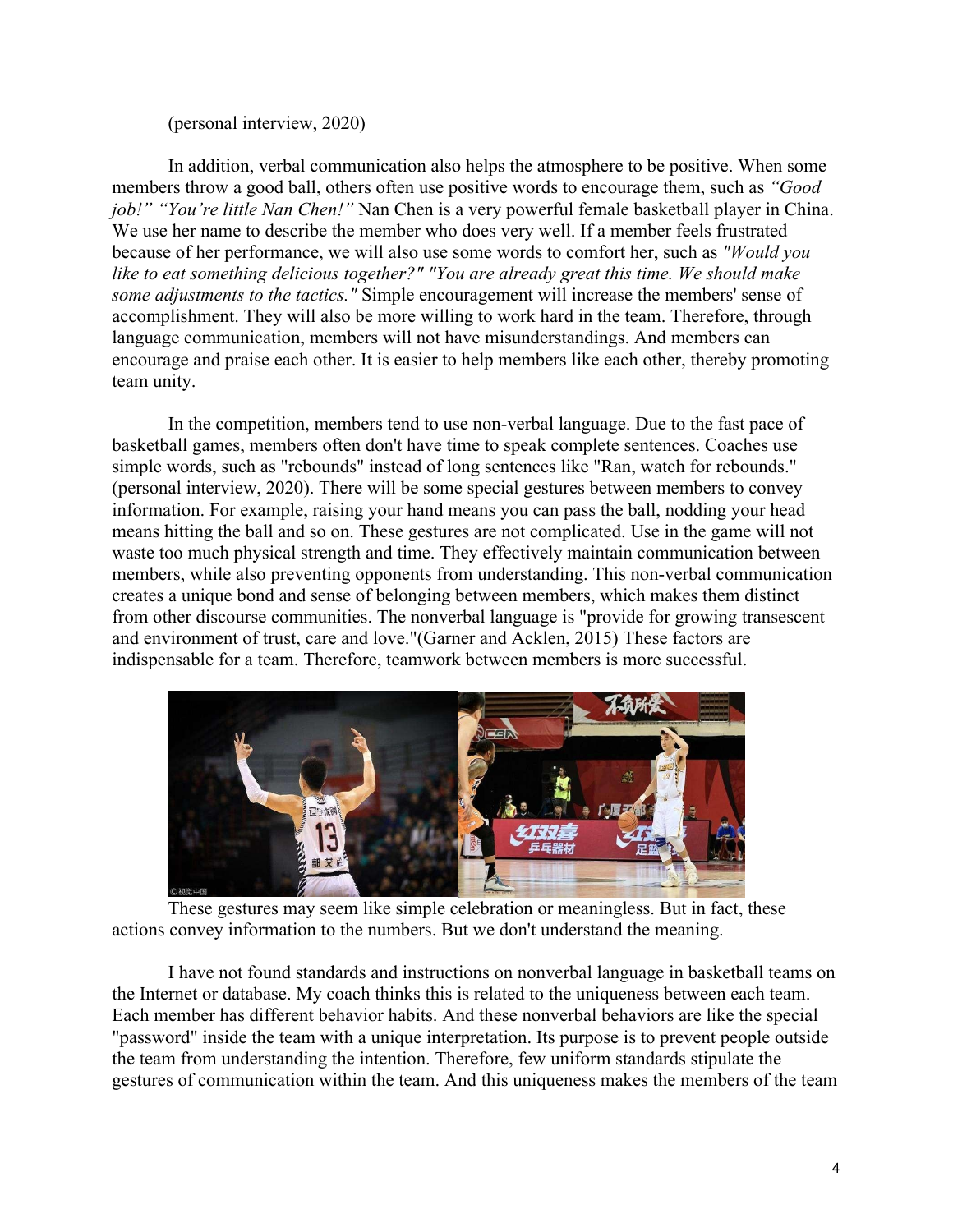(personal interview, 2020)

In addition, verbal communication also helps the atmosphere to be positive. When some members throw a good ball, others often use positive words to encourage them, such as *"Good job!" "You're little Nan Chen!"* Nan Chen is a very powerful female basketball player in China. We use her name to describe the member who does very well. If a member feels frustrated because of her performance, we will also use some words to comfort her, such as *"Would you like to eat something delicious together?" "You are already great this time. We should make some adjustments to the tactics."* Simple encouragement will increase the members' sense of accomplishment. They will also be more willing to work hard in the team. Therefore, through language communication, members will not have misunderstandings. And members can encourage and praise each other. It is easier to help members like each other, thereby promoting team unity.

In the competition, members tend to use non-verbal language. Due to the fast pace of basketball games, members often don't have time to speak complete sentences. Coaches use simple words, such as "rebounds" instead of long sentences like "Ran, watch for rebounds." (personal interview, 2020). There will be some special gestures between members to convey information. For example, raising your hand means you can pass the ball, nodding your head means hitting the ball and so on. These gestures are not complicated. Use in the game will not waste too much physical strength and time. They effectively maintain communication between members, while also preventing opponents from understanding. This non-verbal communication creates a unique bond and sense of belonging between members, which makes them distinct from other discourse communities. The nonverbal language is "provide for growing transescent and environment of trust, care and love."(Garner and Acklen, 2015) These factors are indispensable for a team. Therefore, teamwork between members is more successful.

These gestures may seem like simple celebration or meaningless. But in fact, these actions convey information to the numbers. But we don't understand the meaning.

I have not found standards and instructions on nonverbal language in basketball teams on the Internet or database. My coach thinks this is related to the uniqueness between each team. Each member has different behavior habits. And these nonverbal behaviors are like the special "password" inside the team with a unique interpretation. Its purpose is to prevent people outside the team from understanding the intention. Therefore, few uniform standards stipulate the gestures of communication within the team. And this uniqueness makes the members of the team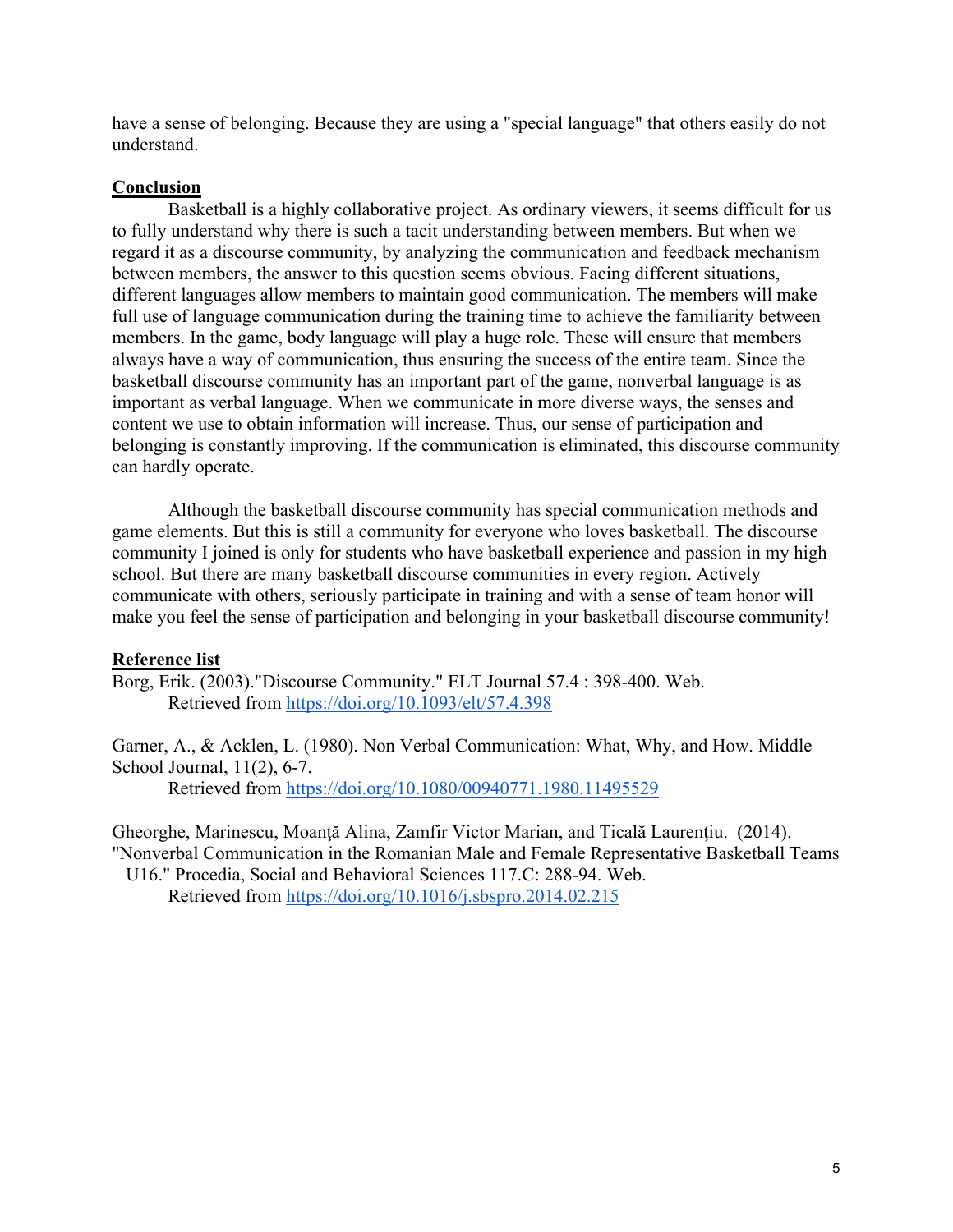have a sense of belonging. Because they are using a "special language" that others easily do not understand.

## Conclusion

Basketball is a highly collaborative project. As ordinary viewers, it seems difficult for us to fully understand why there is such a tacit understanding between members. But when we regard it as a discourse community, by analyzing the communication and feedback mechanism between members, the answer to this question seems obvious. Facing different situations, different languages allow members to maintain good communication. The members will make full use of language communication during the training time to achieve the familiarity between members. In the game, body language will play a huge role. These will ensure that members always have a way of communication, thus ensuring the success of the entire team. Since the basketball discourse community has an important part of the game, nonverbal language is as important as verbal language. When we communicate in more diverse ways, the senses and content we use to obtain information will increase. Thus, our sense of participation and belonging is constantly improving. If the communication is eliminated, this discourse community can hardly operate.

Although the basketball discourse community has special communication methods and game elements. But this is still a community for everyone who loves basketball. The discourse community I joined is only for students who have basketball experience and passion in my high school. But there are many basketball discourse communities in every region. Actively communicate with others, seriously participate in training and with a sense of team honor will make you feel the sense of participation and belonging in your basketball discourse community!

## Reference list

Borg, Erik. (2003)."Discourse Community." ELT Journal 57.4 : 398-400. Web.
Retrieved from https://doi.org/10.1093/elt/57.4.398

Garner, A., & Acklen, L. (1980). Non Verbal Communication: What, Why, and How. Middle School Journal, 11(2), 6-7.
Retrieved from https://doi.org/10.1080/00940771.1980.11495529

Gheorghe, Marinescu, Moanţă Alina, Zamfir Victor Marian, and Ticală Laurenţiu. (2014). "Nonverbal Communication in the Romanian Male and Female Representative Basketball Teams – U16." Procedia, Social and Behavioral Sciences 117.C: 288-94. Web.
Retrieved from https://doi.org/10.1016/j.sbspro.2014.02.215